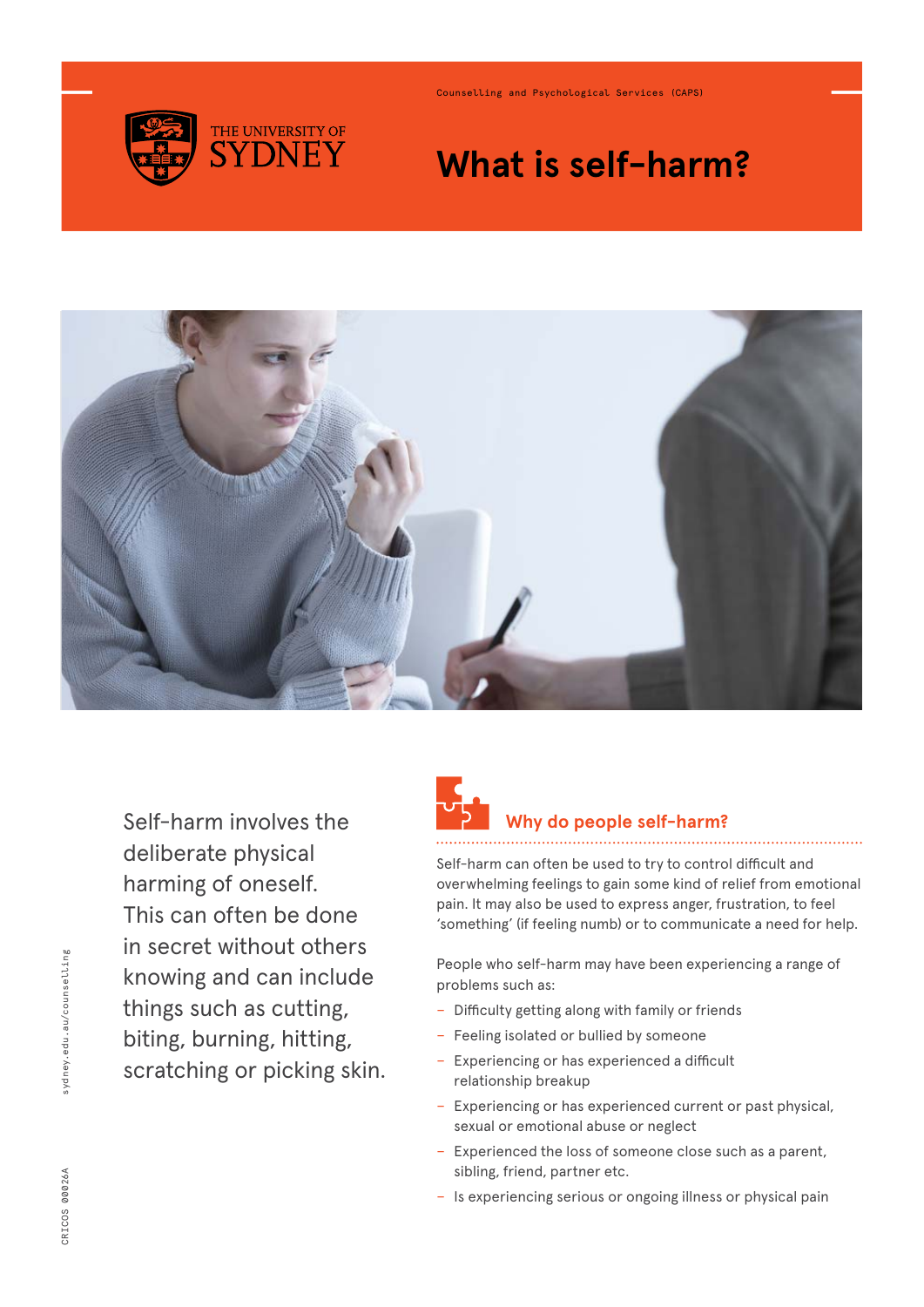Counselling and Psychological Services (CAPS)

# What is self-harm?

Self-harm involves the deliberate physical harming of oneself. This can often be done in secret without others knowing and can include things such as cutting, biting, burning, hitting, scratching or picking skin.

## Why do people self-harm?

Self-harm can often be used to try to control difficult and overwhelming feelings to gain some kind of relief from emotional pain. It may also be used to express anger, frustration, to feel 'something' (if feeling numb) or to communicate a need for help.

People who self-harm may have been experiencing a range of problems such as:

- Difficulty getting along with family or friends
- Feeling isolated or bullied by someone
- Experiencing or has experienced a difficult relationship breakup
- Experiencing or has experienced current or past physical, sexual or emotional abuse or neglect
- Experienced the loss of someone close such as a parent, sibling, friend, partner etc.
- Is experiencing serious or ongoing illness or physical pain

sydney.edu.au/counselling

CRICOS 00026A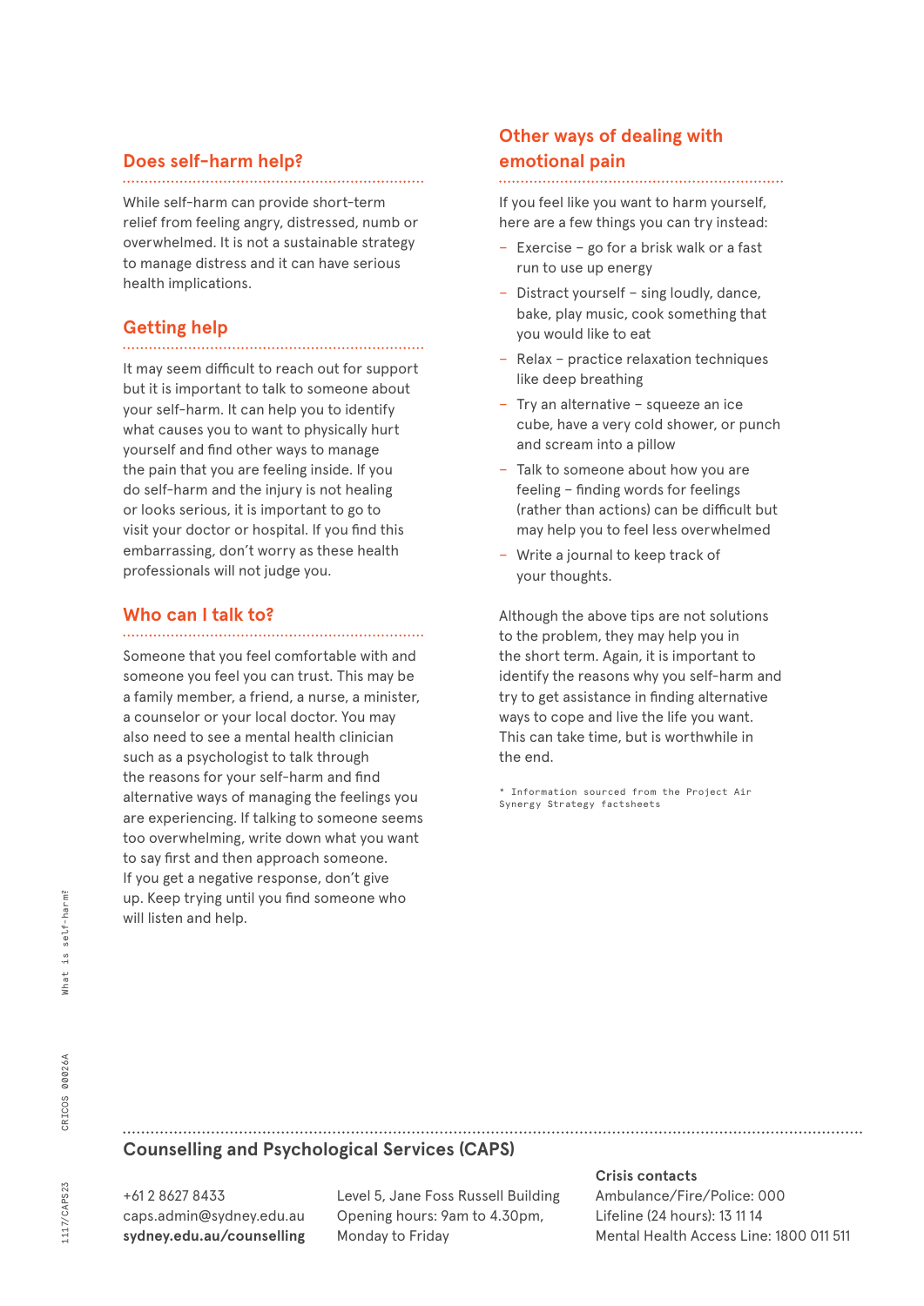## Does self-harm help?

While self-harm can provide short-term relief from feeling angry, distressed, numb or overwhelmed. It is not a sustainable strategy to manage distress and it can have serious health implications.

## Getting help

It may seem difficult to reach out for support but it is important to talk to someone about your self-harm. It can help you to identify what causes you to want to physically hurt yourself and find other ways to manage the pain that you are feeling inside. If you do self-harm and the injury is not healing or looks serious, it is important to go to visit your doctor or hospital. If you find this embarrassing, don't worry as these health professionals will not judge you.

## Who can I talk to?

Someone that you feel comfortable with and someone you feel you can trust. This may be a family member, a friend, a nurse, a minister, a counselor or your local doctor. You may also need to see a mental health clinician such as a psychologist to talk through the reasons for your self-harm and find alternative ways of managing the feelings you are experiencing. If talking to someone seems too overwhelming, write down what you want to say first and then approach someone. If you get a negative response, don't give up. Keep trying until you find someone who will listen and help.

## Other ways of dealing with emotional pain

If you feel like you want to harm yourself, here are a few things you can try instead:

- Exercise – go for a brisk walk or a fast run to use up energy
- Distract yourself – sing loudly, dance, bake, play music, cook something that you would like to eat
- Relax – practice relaxation techniques like deep breathing
- Try an alternative – squeeze an ice cube, have a very cold shower, or punch and scream into a pillow
- Talk to someone about how you are feeling – finding words for feelings (rather than actions) can be difficult but may help you to feel less overwhelmed
- Write a journal to keep track of your thoughts.

Although the above tips are not solutions to the problem, they may help you in the short term. Again, it is important to identify the reasons why you self-harm and try to get assistance in finding alternative ways to cope and live the life you want. This can take time, but is worthwhile in the end.

* Information sourced from the Project Air Synergy Strategy factsheets

## Counselling and Psychological Services (CAPS)

+61 2 8627 8433
caps.admin@sydney.edu.au
**sydney.edu.au/counselling**

Level 5, Jane Foss Russell Building
Opening hours: 9am to 4.30pm, Monday to Friday

**Crisis contacts**
Ambulance/Fire/Police: 000
Lifeline (24 hours): 13 11 14
Mental Health Access Line: 1800 011 511

What is self-harm?

CRICOS 00026A

1117/CAPS23